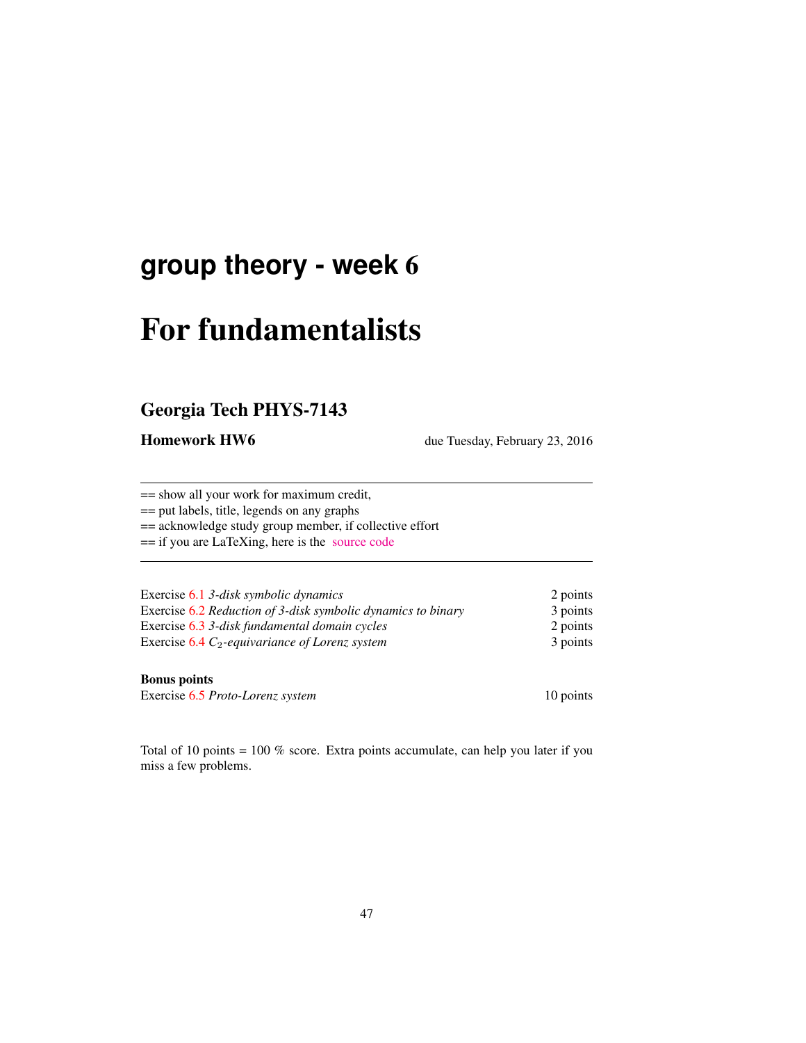# group theory - week 6

# For fundamentalists

## Georgia Tech PHYS-7143

**Homework HW6** due Tuesday, February 23, 2016

---

== show all your work for maximum credit,
== put labels, title, legends on any graphs
== acknowledge study group member, if collective effort
== if you are LaTeXing, here is the source code

---

| | |
|---|---|
| Exercise 6.1 *3-disk symbolic dynamics* | 2 points |
| Exercise 6.2 *Reduction of 3-disk symbolic dynamics to binary* | 3 points |
| Exercise 6.3 *3-disk fundamental domain cycles* | 2 points |
| Exercise 6.4 *$C_2$-equivariance of Lorenz system* | 3 points |

**Bonus points**

| | |
|---|---|
| Exercise 6.5 *Proto-Lorenz system* | 10 points |

Total of 10 points = 100 % score. Extra points accumulate, can help you later if you miss a few problems.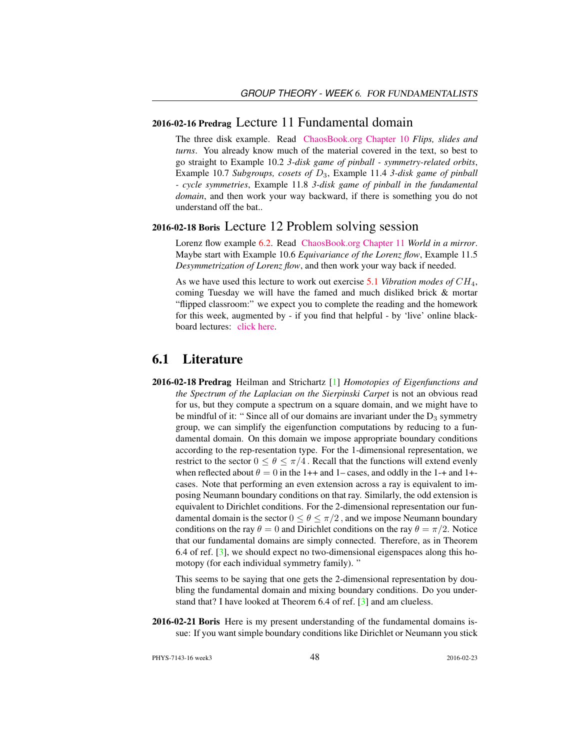**2016-02-16 Predrag** Lecture 11 Fundamental domain

The three disk example. Read ChaosBook.org Chapter 10 *Flips, slides and turns*. You already know much of the material covered in the text, so best to go straight to Example 10.2 *3-disk game of pinball - symmetry-related orbits*, Example 10.7 *Subgroups, cosets of $D_3$*, Example 11.4 *3-disk game of pinball - cycle symmetries*, Example 11.8 *3-disk game of pinball in the fundamental domain*, and then work your way backward, if there is something you do not understand off the bat..

**2016-02-18 Boris** Lecture 12 Problem solving session

Lorenz flow example 6.2. Read ChaosBook.org Chapter 11 *World in a mirror*. Maybe start with Example 10.6 *Equivariance of the Lorenz flow*, Example 11.5 *Desymmetrization of Lorenz flow*, and then work your way back if needed.

As we have used this lecture to work out exercise 5.1 *Vibration modes of $CH_4$*, coming Tuesday we will have the famed and much disliked brick & mortar "flipped classroom:" we expect you to complete the reading and the homework for this week, augmented by - if you find that helpful - by 'live' online blackboard lectures: click here.

## 6.1 Literature

**2016-02-18 Predrag** Heilman and Strichartz [1] *Homotopies of Eigenfunctions and the Spectrum of the Laplacian on the Sierpinski Carpet* is not an obvious read for us, but they compute a spectrum on a square domain, and we might have to be mindful of it: " Since all of our domains are invariant under the $D_3$ symmetry group, we can simplify the eigenfunction computations by reducing to a fundamental domain. On this domain we impose appropriate boundary conditions according to the rep-resentation type. For the 1-dimensional representation, we restrict to the sector $0 \leq \theta \leq \pi/4$ . Recall that the functions will extend evenly when reflected about $\theta = 0$ in the 1++ and 1– cases, and oddly in the 1-+ and 1+- cases. Note that performing an even extension across a ray is equivalent to imposing Neumann boundary conditions on that ray. Similarly, the odd extension is equivalent to Dirichlet conditions. For the 2-dimensional representation our fundamental domain is the sector $0 \leq \theta \leq \pi/2$ , and we impose Neumann boundary conditions on the ray $\theta = 0$ and Dirichlet conditions on the ray $\theta = \pi/2$. Notice that our fundamental domains are simply connected. Therefore, as in Theorem 6.4 of ref. [3], we should expect no two-dimensional eigenspaces along this homotopy (for each individual symmetry family). "

This seems to be saying that one gets the 2-dimensional representation by doubling the fundamental domain and mixing boundary conditions. Do you understand that? I have looked at Theorem 6.4 of ref. [3] and am clueless.

**2016-02-21 Boris** Here is my present understanding of the fundamental domains issue: If you want simple boundary conditions like Dirichlet or Neumann you stick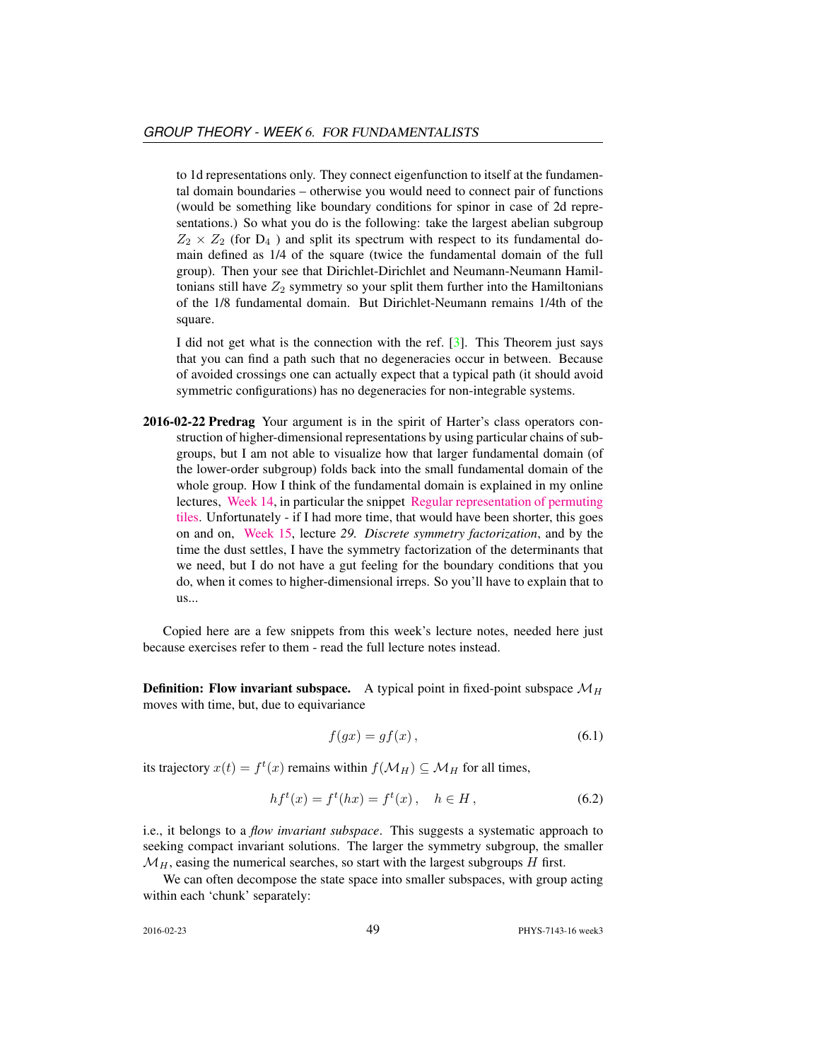to 1d representations only. They connect eigenfunction to itself at the fundamental domain boundaries – otherwise you would need to connect pair of functions (would be something like boundary conditions for spinor in case of 2d representations.) So what you do is the following: take the largest abelian subgroup $Z_2 \times Z_2$ (for $D_4$ ) and split its spectrum with respect to its fundamental domain defined as 1/4 of the square (twice the fundamental domain of the full group). Then your see that Dirichlet-Dirichlet and Neumann-Neumann Hamiltonians still have $Z_2$ symmetry so your split them further into the Hamiltonians of the 1/8 fundamental domain. But Dirichlet-Neumann remains 1/4th of the square.

I did not get what is the connection with the ref. [3]. This Theorem just says that you can find a path such that no degeneracies occur in between. Because of avoided crossings one can actually expect that a typical path (it should avoid symmetric configurations) has no degeneracies for non-integrable systems.

**2016-02-22 Predrag** Your argument is in the spirit of Harter's class operators construction of higher-dimensional representations by using particular chains of subgroups, but I am not able to visualize how that larger fundamental domain (of the lower-order subgroup) folds back into the small fundamental domain of the whole group. How I think of the fundamental domain is explained in my online lectures, Week 14, in particular the snippet Regular representation of permuting tiles. Unfortunately - if I had more time, that would have been shorter, this goes on and on, Week 15, lecture *29. Discrete symmetry factorization*, and by the time the dust settles, I have the symmetry factorization of the determinants that we need, but I do not have a gut feeling for the boundary conditions that you do, when it comes to higher-dimensional irreps. So you'll have to explain that to us...

Copied here are a few snippets from this week's lecture notes, needed here just because exercises refer to them - read the full lecture notes instead.

**Definition: Flow invariant subspace.** A typical point in fixed-point subspace $\mathcal{M}_H$ moves with time, but, due to equivariance

$$f(gx) = gf(x)\,, \tag{6.1}$$

its trajectory $x(t) = f^t(x)$ remains within $f(\mathcal{M}_H) \subseteq \mathcal{M}_H$ for all times,

$$hf^t(x) = f^t(hx) = f^t(x)\,, \quad h \in H\,, \tag{6.2}$$

i.e., it belongs to a *flow invariant subspace*. This suggests a systematic approach to seeking compact invariant solutions. The larger the symmetry subgroup, the smaller $\mathcal{M}_H$, easing the numerical searches, so start with the largest subgroups $H$ first.

We can often decompose the state space into smaller subspaces, with group acting within each 'chunk' separately: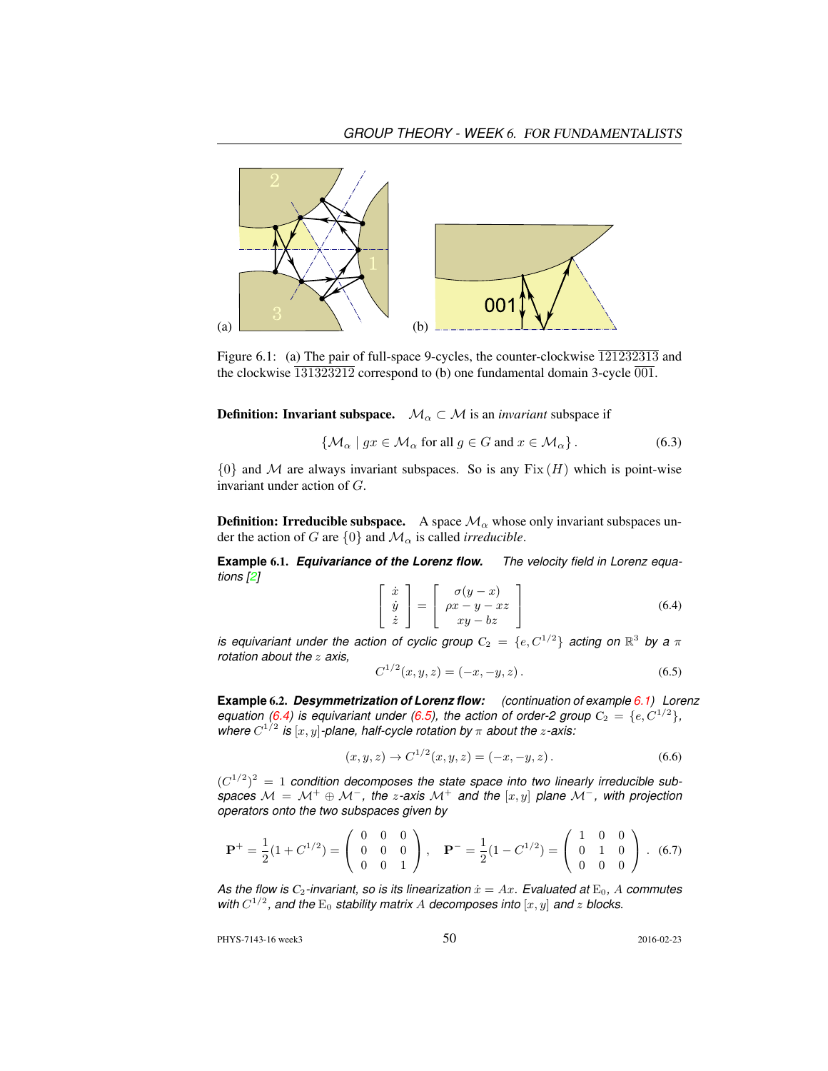Figure 6.1: (a) The pair of full-space 9-cycles, the counter-clockwise $\overline{121232313}$ and the clockwise $\overline{131323212}$ correspond to (b) one fundamental domain 3-cycle $\overline{001}$.

**Definition: Invariant subspace.** $\mathcal{M}_\alpha \subset \mathcal{M}$ is an *invariant* subspace if

$$\{\mathcal{M}_\alpha \mid gx \in \mathcal{M}_\alpha \text{ for all } g \in G \text{ and } x \in \mathcal{M}_\alpha\}\,. \tag{6.3}$$

$\{0\}$ and $\mathcal{M}$ are always invariant subspaces. So is any $\mathrm{Fix}\,(H)$ which is point-wise invariant under action of $G$.

**Definition: Irreducible subspace.** A space $\mathcal{M}_\alpha$ whose only invariant subspaces under the action of $G$ are $\{0\}$ and $\mathcal{M}_\alpha$ is called *irreducible*.

**Example 6.1.** ***Equivariance of the Lorenz flow.*** *The velocity field in Lorenz equations [2]*

$$\begin{bmatrix} \dot{x} \\ \dot{y} \\ \dot{z} \end{bmatrix} = \begin{bmatrix} \sigma(y-x) \\ \rho x - y - xz \\ xy - bz \end{bmatrix} \tag{6.4}$$

*is equivariant under the action of cyclic group $C_2 = \{e, C^{1/2}\}$ acting on $\mathbb{R}^3$ by a $\pi$ rotation about the $z$ axis,*

$$C^{1/2}(x,y,z) = (-x,-y,z)\,. \tag{6.5}$$

**Example 6.2.** ***Desymmetrization of Lorenz flow:*** *(continuation of example 6.1) Lorenz equation (6.4) is equivariant under (6.5), the action of order-2 group $C_2 = \{e, C^{1/2}\}$, where $C^{1/2}$ is $[x,y]$-plane, half-cycle rotation by $\pi$ about the $z$-axis:*

$$(x,y,z) \to C^{1/2}(x,y,z) = (-x,-y,z)\,. \tag{6.6}$$

*$(C^{1/2})^2 = 1$ condition decomposes the state space into two linearly irreducible subspaces $\mathcal{M} = \mathcal{M}^+ \oplus \mathcal{M}^-$, the $z$-axis $\mathcal{M}^+$ and the $[x,y]$ plane $\mathcal{M}^-$, with projection operators onto the two subspaces given by*

$$\mathbf{P}^+ = \frac{1}{2}(1 + C^{1/2}) = \begin{pmatrix} 0 & 0 & 0 \\ 0 & 0 & 0 \\ 0 & 0 & 1 \end{pmatrix}, \quad \mathbf{P}^- = \frac{1}{2}(1 - C^{1/2}) = \begin{pmatrix} 1 & 0 & 0 \\ 0 & 1 & 0 \\ 0 & 0 & 0 \end{pmatrix}. \tag{6.7}$$

*As the flow is $C_2$-invariant, so is its linearization $\dot{x} = Ax$. Evaluated at $\mathrm{E}_0$, $A$ commutes with $C^{1/2}$, and the $\mathrm{E}_0$ stability matrix $A$ decomposes into $[x,y]$ and $z$ blocks.*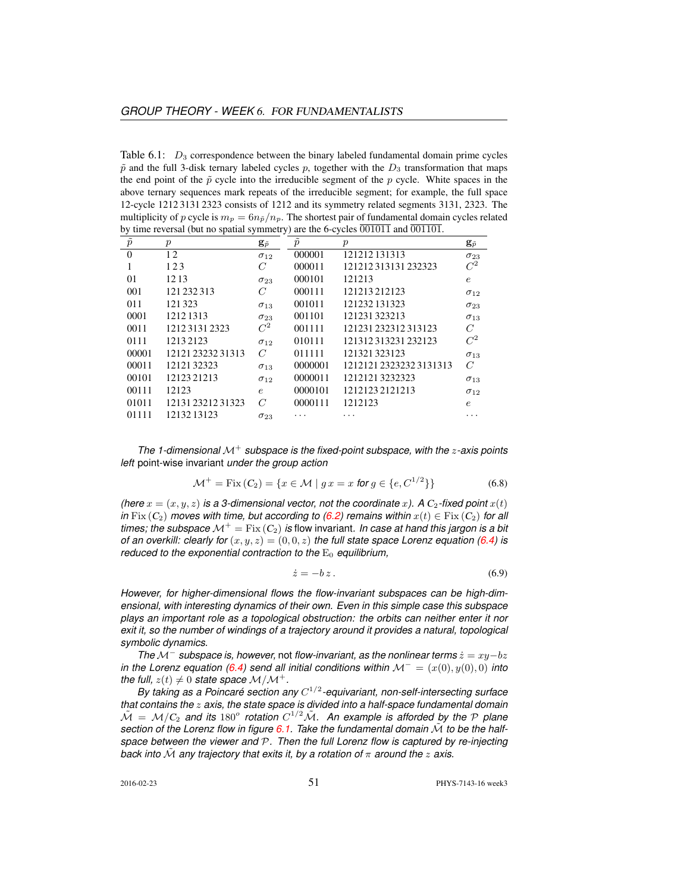Table 6.1: $D_3$ correspondence between the binary labeled fundamental domain prime cycles $\tilde{p}$ and the full 3-disk ternary labeled cycles $p$, together with the $D_3$ transformation that maps the end point of the $\tilde{p}$ cycle into the irreducible segment of the $p$ cycle. White spaces in the above ternary sequences mark repeats of the irreducible segment; for example, the full space 12-cycle 1212 3131 2323 consists of 1212 and its symmetry related segments 3131, 2323. The multiplicity of $p$ cycle is $m_p = 6n_{\tilde{p}}/n_p$. The shortest pair of fundamental domain cycles related by time reversal (but no spatial symmetry) are the 6-cycles $\overline{001011}$ and $\overline{001101}$.

| $\tilde{p}$ | $p$ | $\mathbf{g}_{\tilde{p}}$ | $\tilde{p}$ | $p$ | $\mathbf{g}_{\tilde{p}}$ |
|---|---|---|---|---|---|
| 0 | 1 2 | $\sigma_{12}$ | 000001 | 121212 131313 | $\sigma_{23}$ |
| 1 | 1 2 3 | $C$ | 000011 | 121212 313131 232323 | $C^2$ |
| 01 | 12 13 | $\sigma_{23}$ | 000101 | 121213 | $e$ |
| 001 | 121 232 313 | $C$ | 000111 | 121213 212123 | $\sigma_{12}$ |
| 011 | 121 323 | $\sigma_{13}$ | 001011 | 121232 131323 | $\sigma_{23}$ |
| 0001 | 1212 1313 | $\sigma_{23}$ | 001101 | 121231 323213 | $\sigma_{13}$ |
| 0011 | 1212 3131 2323 | $C^2$ | 001111 | 121231 232312 313123 | $C$ |
| 0111 | 1213 2123 | $\sigma_{12}$ | 010111 | 121312 313231 232123 | $C^2$ |
| 00001 | 12121 23232 31313 | $C$ | 011111 | 121321 323123 | $\sigma_{13}$ |
| 00011 | 12121 32323 | $\sigma_{13}$ | 0000001 | 1212121 2323232 3131313 | $C$ |
| 00101 | 12123 21213 | $\sigma_{12}$ | 0000011 | 1212121 3232323 | $\sigma_{13}$ |
| 00111 | 12123 | $e$ | 0000101 | 1212123 2121213 | $\sigma_{12}$ |
| 01011 | 12131 23212 31323 | $C$ | 0000111 | 1212123 | $e$ |
| 01111 | 12132 13123 | $\sigma_{23}$ | $\cdots$ | $\cdots$ | $\cdots$ |

*The 1-dimensional $\mathcal{M}^+$ subspace is the fixed-point subspace, with the $z$-axis points left* point-wise invariant *under the group action*

$$\mathcal{M}^+ = \mathrm{Fix}\,(\mathrm{C}_2) = \{x \in \mathcal{M} \mid g\,x = x \text{ for } g \in \{e, C^{1/2}\}\} \tag{6.8}$$

*(here $x = (x, y, z)$ is a 3-dimensional vector, not the coordinate $x$). A $\mathrm{C}_2$-fixed point $x(t)$ in $\mathrm{Fix}\,(\mathrm{C}_2)$ moves with time, but according to (6.2) remains within $x(t) \in \mathrm{Fix}\,(\mathrm{C}_2)$ for all times; the subspace $\mathcal{M}^+ = \mathrm{Fix}\,(\mathrm{C}_2)$ is* flow invariant. *In case at hand this jargon is a bit of an overkill: clearly for $(x, y, z) = (0, 0, z)$ the full state space Lorenz equation (6.4) is reduced to the exponential contraction to the $\mathrm{E}_0$ equilibrium,*

$$\dot{z} = -b\,z\,. \tag{6.9}$$

*However, for higher-dimensional flows the flow-invariant subspaces can be high-dimensional, with interesting dynamics of their own. Even in this simple case this subspace plays an important role as a topological obstruction: the orbits can neither enter it nor exit it, so the number of windings of a trajectory around it provides a natural, topological symbolic dynamics.*

*The $\mathcal{M}^-$ subspace is, however,* not *flow-invariant, as the nonlinear terms $\dot{z} = xy - bz$ in the Lorenz equation (6.4) send all initial conditions within $\mathcal{M}^- = (x(0), y(0), 0)$ into the full, $z(t) \neq 0$ state space $\mathcal{M}/\mathcal{M}^+$.*

*By taking as a Poincaré section any $C^{1/2}$-equivariant, non-self-intersecting surface that contains the $z$ axis, the state space is divided into a half-space fundamental domain $\tilde{\mathcal{M}} = \mathcal{M}/\mathrm{C}_2$ and its $180^o$ rotation $C^{1/2}\tilde{\mathcal{M}}$. An example is afforded by the $\mathcal{P}$ plane section of the Lorenz flow in figure 6.1. Take the fundamental domain $\tilde{\mathcal{M}}$ to be the half-space between the viewer and $\mathcal{P}$. Then the full Lorenz flow is captured by re-injecting back into $\tilde{\mathcal{M}}$ any trajectory that exits it, by a rotation of $\pi$ around the $z$ axis.*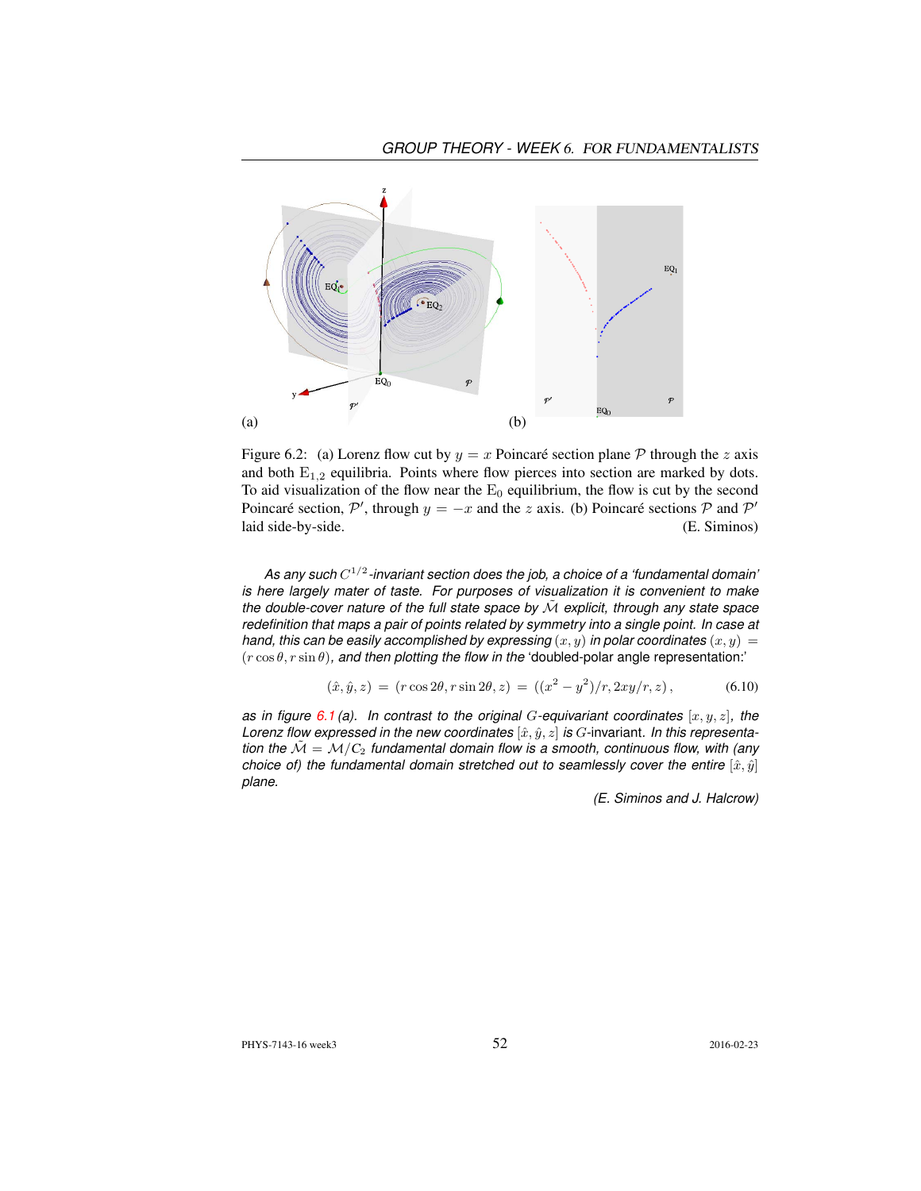(a) (b)

Figure 6.2: (a) Lorenz flow cut by $y = x$ Poincaré section plane $\mathcal{P}$ through the $z$ axis and both $E_{1,2}$ equilibria. Points where flow pierces into section are marked by dots. To aid visualization of the flow near the $E_0$ equilibrium, the flow is cut by the second Poincaré section, $\mathcal{P}'$, through $y = -x$ and the $z$ axis. (b) Poincaré sections $\mathcal{P}$ and $\mathcal{P}'$ laid side-by-side. (E. Siminos)

*As any such $C^{1/2}$-invariant section does the job, a choice of a 'fundamental domain' is here largely mater of taste. For purposes of visualization it is convenient to make the double-cover nature of the full state space by $\tilde{\mathcal{M}}$ explicit, through any state space redefinition that maps a pair of points related by symmetry into a single point. In case at hand, this can be easily accomplished by expressing $(x, y)$ in polar coordinates $(x, y) = (r\cos\theta, r\sin\theta)$, and then plotting the flow in the* 'doubled-polar angle representation:'

$$(\hat{x}, \hat{y}, z) = (r\cos 2\theta, r\sin 2\theta, z) = ((x^2 - y^2)/r, 2xy/r, z), \tag{6.10}$$

*as in figure 6.1 (a). In contrast to the original $G$-equivariant coordinates $[x, y, z]$, the Lorenz flow expressed in the new coordinates $[\hat{x}, \hat{y}, z]$ is $G$-invariant. In this representation the $\tilde{\mathcal{M}} = \mathcal{M}/C_2$ fundamental domain flow is a smooth, continuous flow, with (any choice of) the fundamental domain stretched out to seamlessly cover the entire $[\hat{x}, \hat{y}]$ plane.*

*(E. Siminos and J. Halcrow)*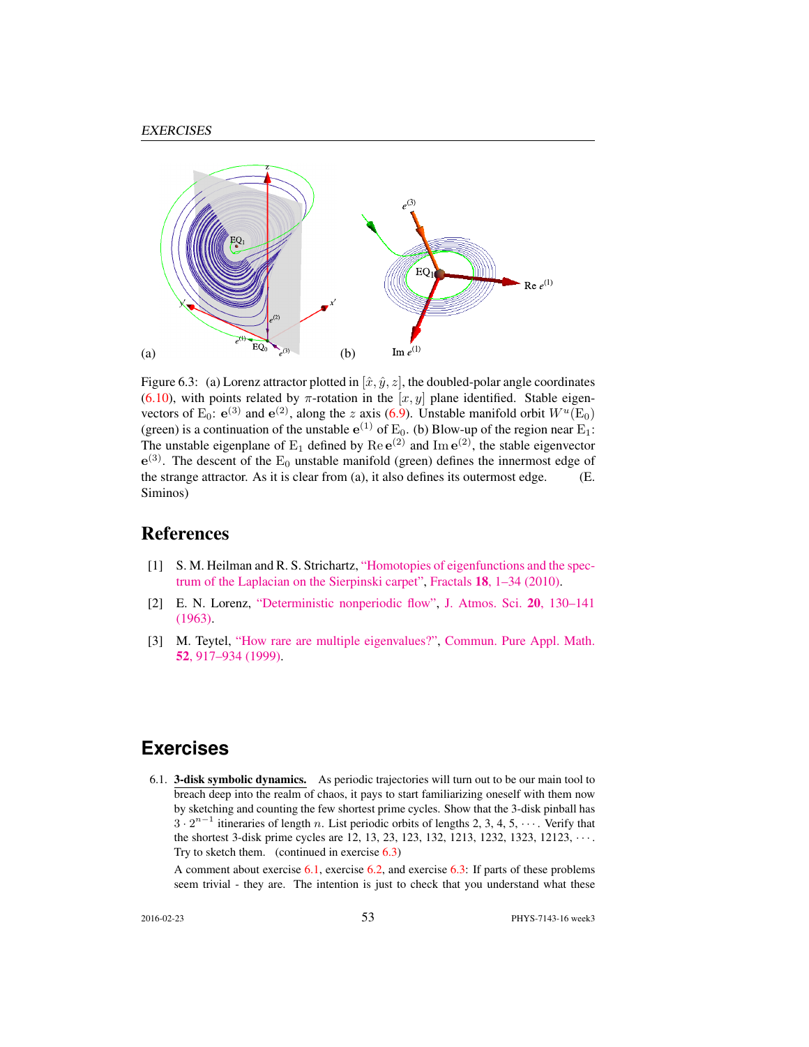Figure 6.3: (a) Lorenz attractor plotted in $[\hat{x}, \hat{y}, z]$, the doubled-polar angle coordinates (6.10), with points related by $\pi$-rotation in the $[x, y]$ plane identified. Stable eigenvectors of $E_0$: $\mathbf{e}^{(3)}$ and $\mathbf{e}^{(2)}$, along the $z$ axis (6.9). Unstable manifold orbit $W^u(E_0)$ (green) is a continuation of the unstable $\mathbf{e}^{(1)}$ of $E_0$. (b) Blow-up of the region near $E_1$: The unstable eigenplane of $E_1$ defined by $\mathrm{Re}\,\mathbf{e}^{(2)}$ and $\mathrm{Im}\,\mathbf{e}^{(2)}$, the stable eigenvector $\mathbf{e}^{(3)}$. The descent of the $E_0$ unstable manifold (green) defines the innermost edge of the strange attractor. As it is clear from (a), it also defines its outermost edge. (E. Siminos)

## References

[1] S. M. Heilman and R. S. Strichartz, "Homotopies of eigenfunctions and the spectrum of the Laplacian on the Sierpinski carpet", Fractals **18**, 1–34 (2010).

[2] E. N. Lorenz, "Deterministic nonperiodic flow", J. Atmos. Sci. **20**, 130–141 (1963).

[3] M. Teytel, "How rare are multiple eigenvalues?", Commun. Pure Appl. Math. **52**, 917–934 (1999).

## Exercises

6.1. **3-disk symbolic dynamics.** As periodic trajectories will turn out to be our main tool to breach deep into the realm of chaos, it pays to start familiarizing oneself with them now by sketching and counting the few shortest prime cycles. Show that the 3-disk pinball has $3 \cdot 2^{n-1}$ itineraries of length $n$. List periodic orbits of lengths 2, 3, 4, 5, $\cdots$. Verify that the shortest 3-disk prime cycles are 12, 13, 23, 123, 132, 1213, 1232, 1323, 12123, $\cdots$. Try to sketch them. (continued in exercise 6.3)

A comment about exercise 6.1, exercise 6.2, and exercise 6.3: If parts of these problems seem trivial - they are. The intention is just to check that you understand what these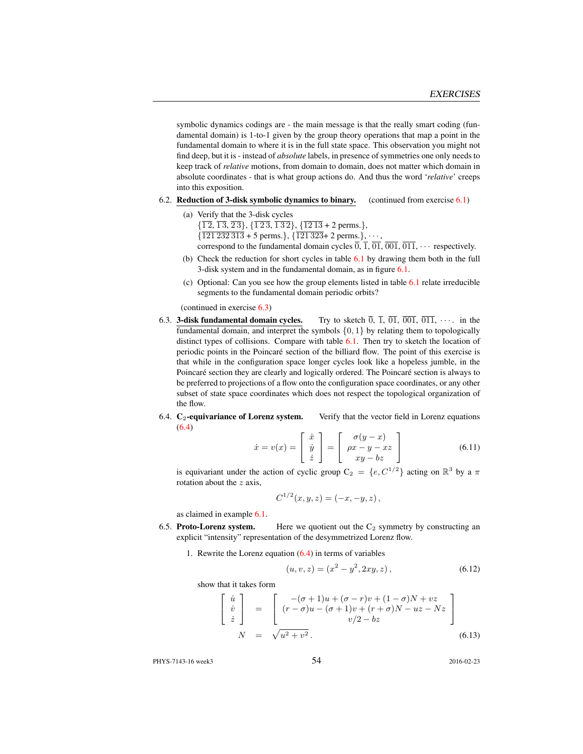symbolic dynamics codings are - the main message is that the really smart coding (fundamental domain) is 1-to-1 given by the group theory operations that map a point in the fundamental domain to where it is in the full state space. This observation you might not find deep, but it is - instead of *absolute* labels, in presence of symmetries one only needs to keep track of *relative* motions, from domain to domain, does not matter which domain in absolute coordinates - that is what group actions do. And thus the word '*relative*' creeps into this exposition.

6.2. **Reduction of 3-disk symbolic dynamics to binary.** (continued from exercise 6.1)

(a) Verify that the 3-disk cycles
$\{\overline{1\,2}, \overline{1\,3}, \overline{2\,3}\}$, $\{\overline{1\,2\,3}, \overline{1\,3\,2}\}$, $\{\overline{12\,13}$ + 2 perms.$\}$,
$\{\overline{121\,232\,313}$ + 5 perms.$\}$, $\{\overline{121\,323}$+ 2 perms.$\}$, $\cdots$,
correspond to the fundamental domain cycles $\overline{0}$, $\overline{1}$, $\overline{01}$, $\overline{001}$, $\overline{011}$, $\cdots$ respectively.

(b) Check the reduction for short cycles in table 6.1 by drawing them both in the full 3-disk system and in the fundamental domain, as in figure 6.1.

(c) Optional: Can you see how the group elements listed in table 6.1 relate irreducible segments to the fundamental domain periodic orbits?

(continued in exercise 6.3)

6.3. **3-disk fundamental domain cycles.** Try to sketch $\overline{0}$, $\overline{1}$, $\overline{01}$, $\overline{001}$, $\overline{011}$, $\cdots$. in the fundamental domain, and interpret the symbols $\{0, 1\}$ by relating them to topologically distinct types of collisions. Compare with table 6.1. Then try to sketch the location of periodic points in the Poincaré section of the billiard flow. The point of this exercise is that while in the configuration space longer cycles look like a hopeless jumble, in the Poincaré section they are clearly and logically ordered. The Poincaré section is always to be preferred to projections of a flow onto the configuration space coordinates, or any other subset of state space coordinates which does not respect the topological organization of the flow.

6.4. **$C_2$-equivariance of Lorenz system.** Verify that the vector field in Lorenz equations (6.4)

$$\dot{x} = v(x) = \begin{bmatrix} \dot{x} \\ \dot{y} \\ \dot{z} \end{bmatrix} = \begin{bmatrix} \sigma(y-x) \\ \rho x - y - xz \\ xy - bz \end{bmatrix} \tag{6.11}$$

is equivariant under the action of cyclic group $C_2 = \{e, C^{1/2}\}$ acting on $\mathbb{R}^3$ by a $\pi$ rotation about the $z$ axis,

$$C^{1/2}(x, y, z) = (-x, -y, z)\,,$$

as claimed in example 6.1.

6.5. **Proto-Lorenz system.** Here we quotient out the $C_2$ symmetry by constructing an explicit "intensity" representation of the desymmetrized Lorenz flow.

1. Rewrite the Lorenz equation (6.4) in terms of variables

$$(u, v, z) = (x^2 - y^2, 2xy, z)\,, \tag{6.12}$$

show that it takes form

$$\begin{aligned} \begin{bmatrix} \dot{u} \\ \dot{v} \\ \dot{z} \end{bmatrix} &= \begin{bmatrix} -(\sigma+1)u + (\sigma - r)v + (1-\sigma)N + vz \\ (r-\sigma)u - (\sigma+1)v + (r+\sigma)N - uz - Nz \\ v/2 - bz \end{bmatrix} \\ N &= \sqrt{u^2 + v^2}\,. \end{aligned} \tag{6.13}$$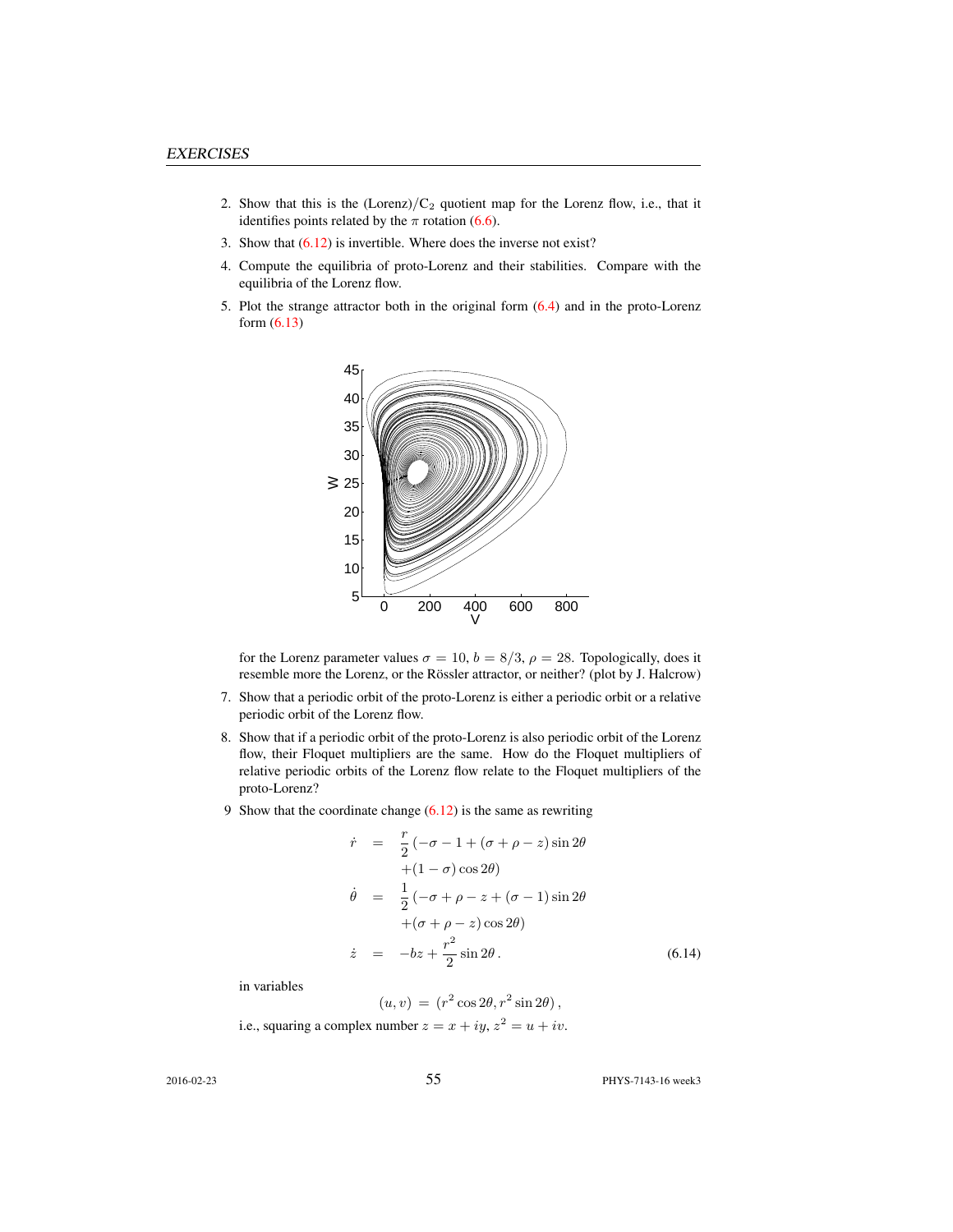2. Show that this is the (Lorenz)/$C_2$ quotient map for the Lorenz flow, i.e., that it identifies points related by the $\pi$ rotation (6.6).

3. Show that (6.12) is invertible. Where does the inverse not exist?

4. Compute the equilibria of proto-Lorenz and their stabilities. Compare with the equilibria of the Lorenz flow.

5. Plot the strange attractor both in the original form (6.4) and in the proto-Lorenz form (6.13)

45
40
35
30
W 25
20
15
10
5
0
200
400
600
800
V

for the Lorenz parameter values $\sigma = 10$, $b = 8/3$, $\rho = 28$. Topologically, does it resemble more the Lorenz, or the Rössler attractor, or neither? (plot by J. Halcrow)

7. Show that a periodic orbit of the proto-Lorenz is either a periodic orbit or a relative periodic orbit of the Lorenz flow.

8. Show that if a periodic orbit of the proto-Lorenz is also periodic orbit of the Lorenz flow, their Floquet multipliers are the same. How do the Floquet multipliers of relative periodic orbits of the Lorenz flow relate to the Floquet multipliers of the proto-Lorenz?

9 Show that the coordinate change (6.12) is the same as rewriting

$$
\begin{aligned}
\dot{r} &= \frac{r}{2}\left(-\sigma - 1 + (\sigma + \rho - z)\sin 2\theta\right. \\
&\quad \left. +(1-\sigma)\cos 2\theta\right) \\
\dot{\theta} &= \frac{1}{2}\left(-\sigma + \rho - z + (\sigma - 1)\sin 2\theta\right. \\
&\quad \left. +(\sigma + \rho - z)\cos 2\theta\right) \\
\dot{z} &= -bz + \frac{r^2}{2}\sin 2\theta\,. 
\end{aligned}
\qquad (6.14)
$$

in variables

$$
(u, v) \,=\, (r^2\cos 2\theta, r^2 \sin 2\theta)\,,
$$

i.e., squaring a complex number $z = x + iy$, $z^2 = u + iv$.